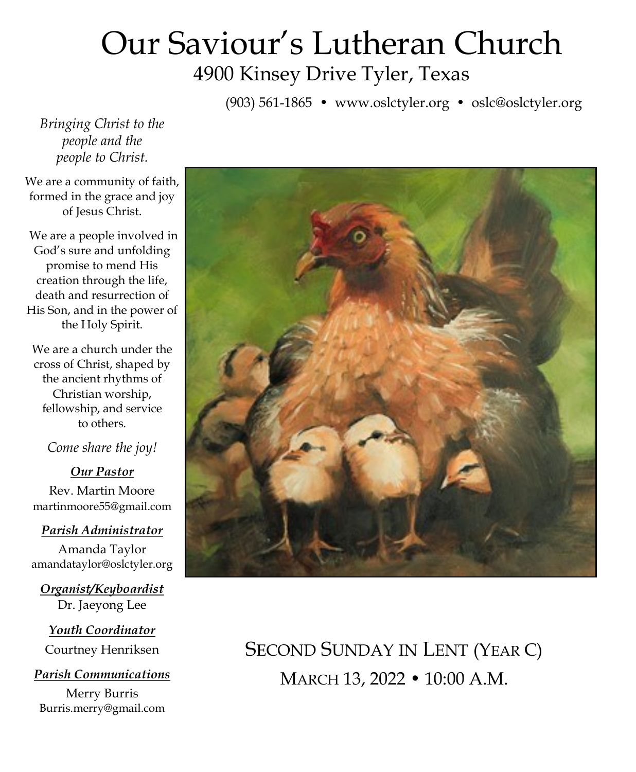# Our Saviour's Lutheran Church

## 4900 Kinsey Drive Tyler, Texas

(903) 561-1865 • www.oslctyler.org • oslc@oslctyler.org

*Bringing Christ to the people and the people to Christ.*

We are a community of faith, formed in the grace and joy of Jesus Christ.

We are a people involved in God's sure and unfolding promise to mend His creation through the life, death and resurrection of His Son, and in the power of the Holy Spirit.

We are a church under the cross of Christ, shaped by the ancient rhythms of Christian worship, fellowship, and service to others.

*Come share the joy!*

***Our Pastor***
Rev. Martin Moore
martinmoore55@gmail.com

***Parish Administrator***
Amanda Taylor
amandataylor@oslctyler.org

***Organist/Keyboardist***
Dr. Jaeyong Lee

***Youth Coordinator***
Courtney Henriksen

***Parish Communications***
Merry Burris
Burris.merry@gmail.com

## SECOND SUNDAY IN LENT (YEAR C)

MARCH 13, 2022 • 10:00 A.M.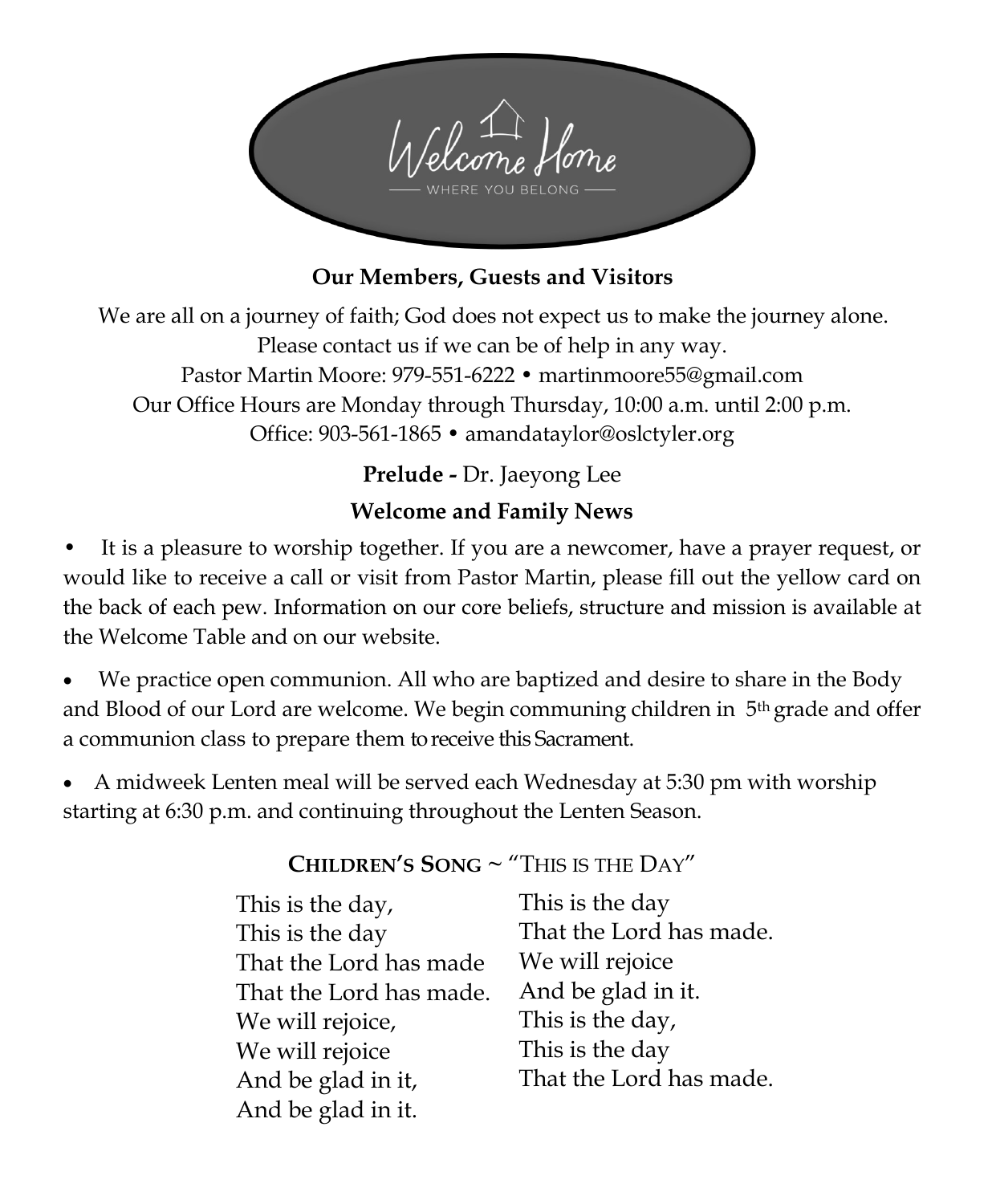Welcome Home

WHERE YOU BELONG

**Our Members, Guests and Visitors**

We are all on a journey of faith; God does not expect us to make the journey alone.
Please contact us if we can be of help in any way.
Pastor Martin Moore: 979-551-6222 • martinmoore55@gmail.com
Our Office Hours are Monday through Thursday, 10:00 a.m. until 2:00 p.m.
Office: 903-561-1865 • amandataylor@oslctyler.org

**Prelude -** Dr. Jaeyong Lee

**Welcome and Family News**

- It is a pleasure to worship together. If you are a newcomer, have a prayer request, or would like to receive a call or visit from Pastor Martin, please fill out the yellow card on the back of each pew. Information on our core beliefs, structure and mission is available at the Welcome Table and on our website.
- We practice open communion. All who are baptized and desire to share in the Body and Blood of our Lord are welcome. We begin communing children in 5th grade and offer a communion class to prepare them to receive this Sacrament.
- A midweek Lenten meal will be served each Wednesday at 5:30 pm with worship starting at 6:30 p.m. and continuing throughout the Lenten Season.

**CHILDREN'S SONG** ~ "THIS IS THE DAY"

This is the day,
This is the day
That the Lord has made
That the Lord has made.
We will rejoice,
We will rejoice
And be glad in it,
And be glad in it.
This is the day
That the Lord has made.
We will rejoice
And be glad in it.
This is the day,
This is the day
That the Lord has made.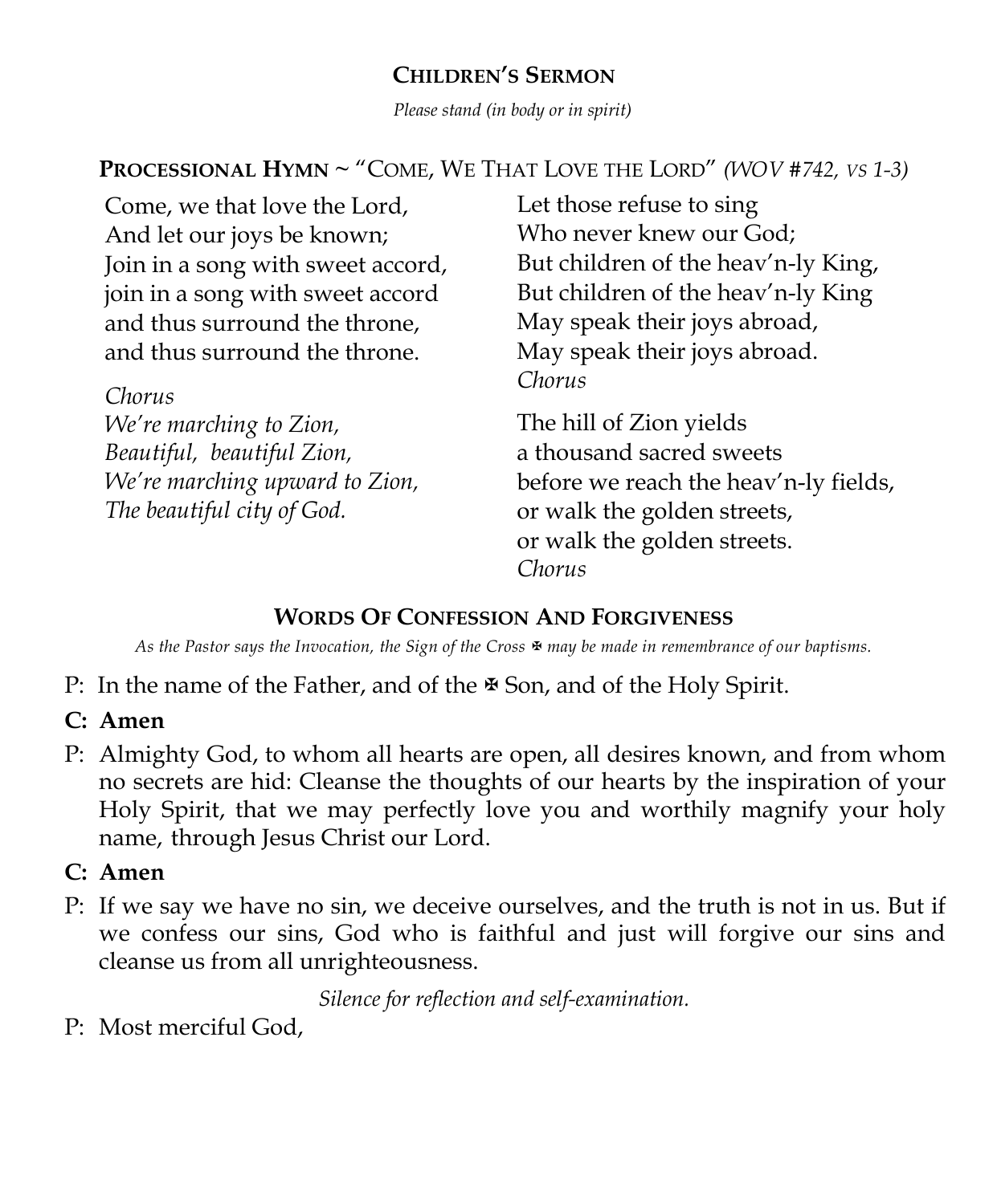## CHILDREN'S SERMON

*Please stand (in body or in spirit)*

**PROCESSIONAL HYMN** ~ "COME, WE THAT LOVE THE LORD" *(WOV #742, VS 1-3)*

Come, we that love the Lord,
And let our joys be known;
Join in a song with sweet accord,
join in a song with sweet accord
and thus surround the throne,
and thus surround the throne.

*Chorus*
*We're marching to Zion,*
*Beautiful, beautiful Zion,*
*We're marching upward to Zion,*
*The beautiful city of God.*

Let those refuse to sing
Who never knew our God;
But children of the heav'n-ly King,
But children of the heav'n-ly King
May speak their joys abroad,
May speak their joys abroad.
*Chorus*

The hill of Zion yields
a thousand sacred sweets
before we reach the heav'n-ly fields,
or walk the golden streets,
or walk the golden streets.
*Chorus*

## WORDS OF CONFESSION AND FORGIVENESS

*As the Pastor says the Invocation, the Sign of the Cross ✠ may be made in remembrance of our baptisms.*

P: In the name of the Father, and of the ✠ Son, and of the Holy Spirit.

**C: Amen**

P: Almighty God, to whom all hearts are open, all desires known, and from whom no secrets are hid: Cleanse the thoughts of our hearts by the inspiration of your Holy Spirit, that we may perfectly love you and worthily magnify your holy name, through Jesus Christ our Lord.

**C: Amen**

P: If we say we have no sin, we deceive ourselves, and the truth is not in us. But if we confess our sins, God who is faithful and just will forgive our sins and cleanse us from all unrighteousness.

*Silence for reflection and self-examination.*

P: Most merciful God,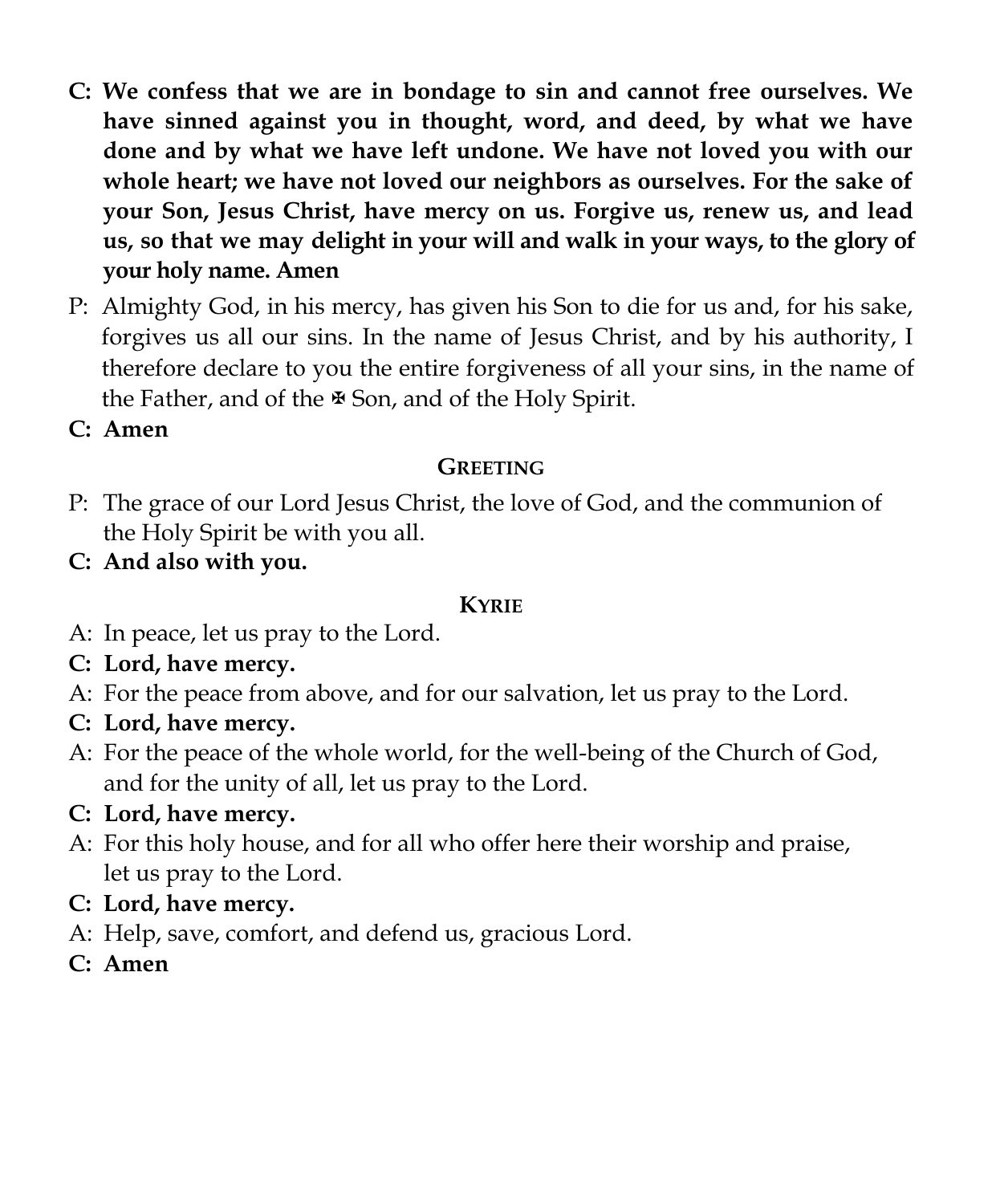**C: We confess that we are in bondage to sin and cannot free ourselves. We have sinned against you in thought, word, and deed, by what we have done and by what we have left undone. We have not loved you with our whole heart; we have not loved our neighbors as ourselves. For the sake of your Son, Jesus Christ, have mercy on us. Forgive us, renew us, and lead us, so that we may delight in your will and walk in your ways, to the glory of your holy name. Amen**

P: Almighty God, in his mercy, has given his Son to die for us and, for his sake, forgives us all our sins. In the name of Jesus Christ, and by his authority, I therefore declare to you the entire forgiveness of all your sins, in the name of the Father, and of the ✠ Son, and of the Holy Spirit.

**C: Amen**

### GREETING

P: The grace of our Lord Jesus Christ, the love of God, and the communion of the Holy Spirit be with you all.

**C: And also with you.**

### KYRIE

A: In peace, let us pray to the Lord.

**C: Lord, have mercy.**

A: For the peace from above, and for our salvation, let us pray to the Lord.

**C: Lord, have mercy.**

A: For the peace of the whole world, for the well-being of the Church of God, and for the unity of all, let us pray to the Lord.

**C: Lord, have mercy.**

A: For this holy house, and for all who offer here their worship and praise, let us pray to the Lord.

**C: Lord, have mercy.**

A: Help, save, comfort, and defend us, gracious Lord.

**C: Amen**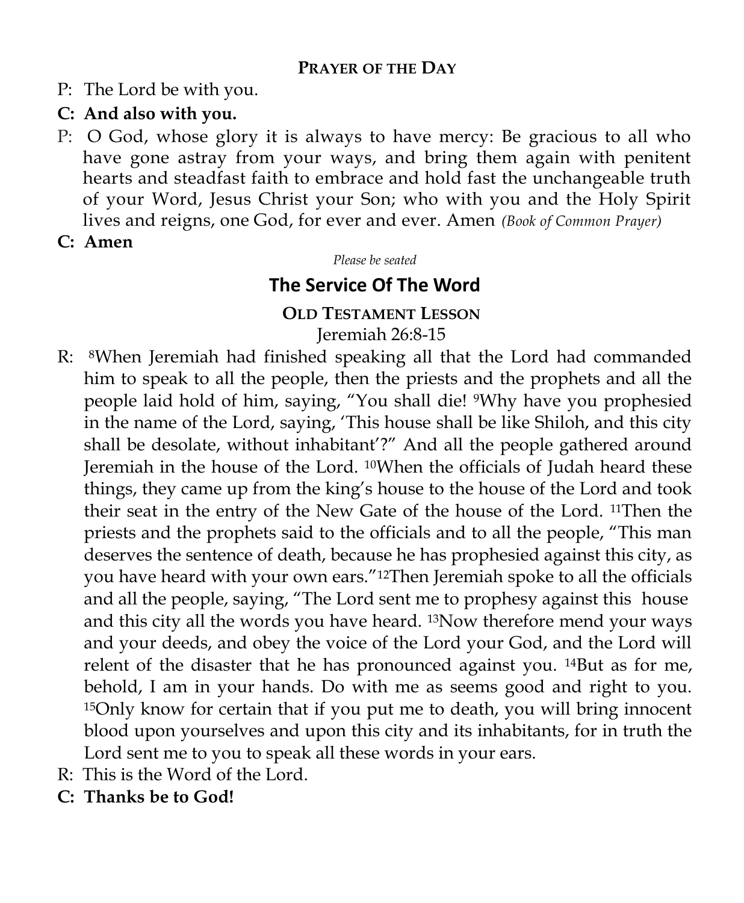### Prayer of the Day

P: The Lord be with you.

**C: And also with you.**

P: O God, whose glory it is always to have mercy: Be gracious to all who have gone astray from your ways, and bring them again with penitent hearts and steadfast faith to embrace and hold fast the unchangeable truth of your Word, Jesus Christ your Son; who with you and the Holy Spirit lives and reigns, one God, for ever and ever. Amen *(Book of Common Prayer)*

**C: Amen**

*Please be seated*

## The Service Of The Word

### Old Testament Lesson

Jeremiah 26:8-15

R: [8]When Jeremiah had finished speaking all that the Lord had commanded him to speak to all the people, then the priests and the prophets and all the people laid hold of him, saying, "You shall die! [9]Why have you prophesied in the name of the Lord, saying, 'This house shall be like Shiloh, and this city shall be desolate, without inhabitant'?" And all the people gathered around Jeremiah in the house of the Lord. [10]When the officials of Judah heard these things, they came up from the king's house to the house of the Lord and took their seat in the entry of the New Gate of the house of the Lord. [11]Then the priests and the prophets said to the officials and to all the people, "This man deserves the sentence of death, because he has prophesied against this city, as you have heard with your own ears."[12]Then Jeremiah spoke to all the officials and all the people, saying, "The Lord sent me to prophesy against this house and this city all the words you have heard. [13]Now therefore mend your ways and your deeds, and obey the voice of the Lord your God, and the Lord will relent of the disaster that he has pronounced against you. [14]But as for me, behold, I am in your hands. Do with me as seems good and right to you. [15]Only know for certain that if you put me to death, you will bring innocent blood upon yourselves and upon this city and its inhabitants, for in truth the Lord sent me to you to speak all these words in your ears.

R: This is the Word of the Lord.

**C: Thanks be to God!**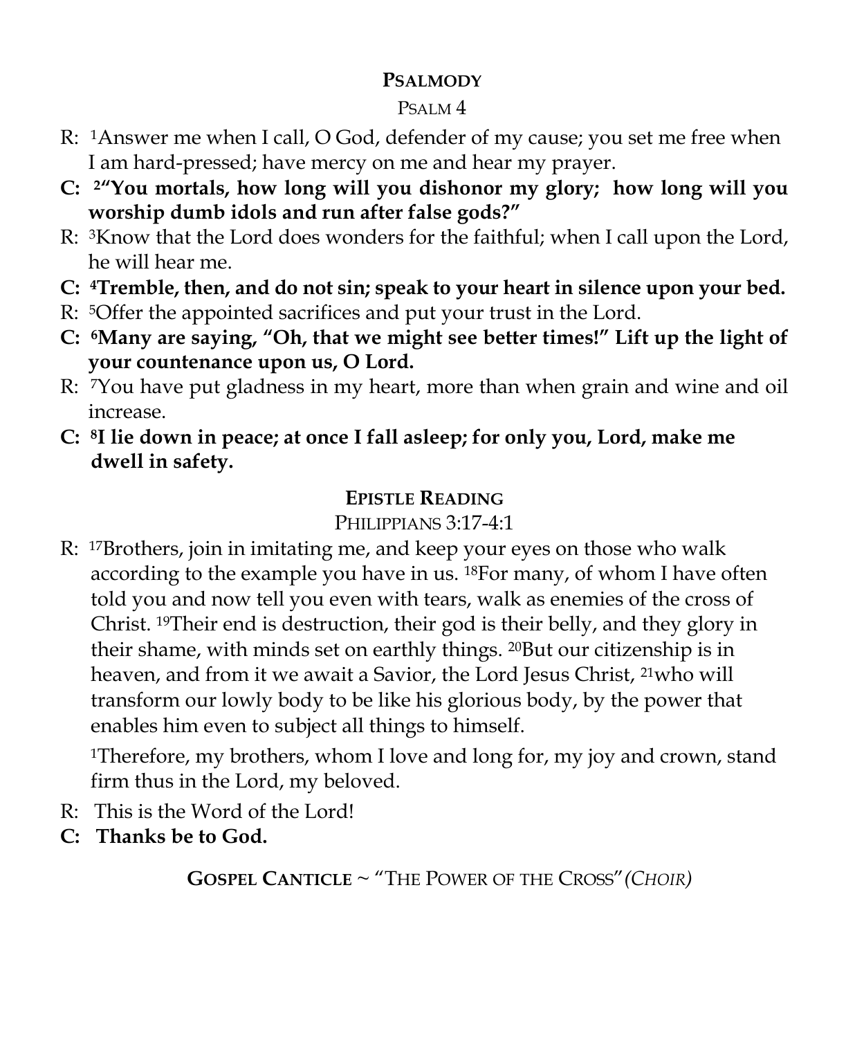## PSALMODY

PSALM 4

R: [1]Answer me when I call, O God, defender of my cause; you set me free when I am hard-pressed; have mercy on me and hear my prayer.

**C: [2]"You mortals, how long will you dishonor my glory; how long will you worship dumb idols and run after false gods?"**

R: [3]Know that the Lord does wonders for the faithful; when I call upon the Lord, he will hear me.

**C: [4]Tremble, then, and do not sin; speak to your heart in silence upon your bed.**

R: [5]Offer the appointed sacrifices and put your trust in the Lord.

**C: [6]Many are saying, "Oh, that we might see better times!" Lift up the light of your countenance upon us, O Lord.**

R: [7]You have put gladness in my heart, more than when grain and wine and oil increase.

**C: [8]I lie down in peace; at once I fall asleep; for only you, Lord, make me dwell in safety.**

## EPISTLE READING

PHILIPPIANS 3:17-4:1

R: [17]Brothers, join in imitating me, and keep your eyes on those who walk according to the example you have in us. [18]For many, of whom I have often told you and now tell you even with tears, walk as enemies of the cross of Christ. [19]Their end is destruction, their god is their belly, and they glory in their shame, with minds set on earthly things. [20]But our citizenship is in heaven, and from it we await a Savior, the Lord Jesus Christ, [21]who will transform our lowly body to be like his glorious body, by the power that enables him even to subject all things to himself.

[1]Therefore, my brothers, whom I love and long for, my joy and crown, stand firm thus in the Lord, my beloved.

R: This is the Word of the Lord!

**C: Thanks be to God.**

**GOSPEL CANTICLE** ~ "THE POWER OF THE CROSS" *(CHOIR)*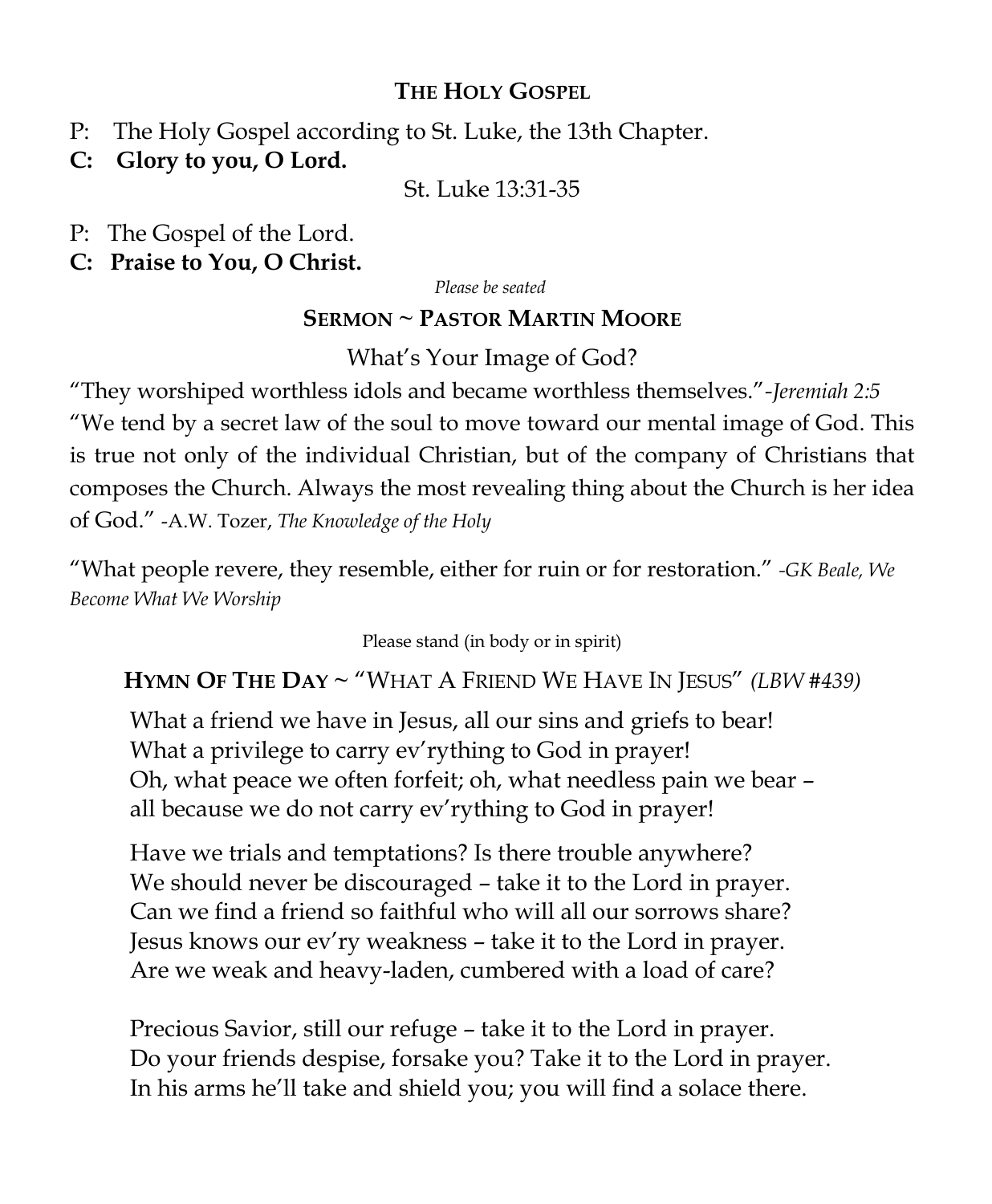## THE HOLY GOSPEL

P: The Holy Gospel according to St. Luke, the 13th Chapter.

**C: Glory to you, O Lord.**

St. Luke 13:31-35

P: The Gospel of the Lord.

**C: Praise to You, O Christ.**

*Please be seated*

## SERMON ~ PASTOR MARTIN MOORE

What's Your Image of God?

"They worshiped worthless idols and became worthless themselves."-*Jeremiah 2:5*

"We tend by a secret law of the soul to move toward our mental image of God. This is true not only of the individual Christian, but of the company of Christians that composes the Church. Always the most revealing thing about the Church is her idea of God." -A.W. Tozer, *The Knowledge of the Holy*

"What people revere, they resemble, either for ruin or for restoration." *-GK Beale, We Become What We Worship*

Please stand (in body or in spirit)

## HYMN OF THE DAY ~ "WHAT A FRIEND WE HAVE IN JESUS" *(LBW #439)*

What a friend we have in Jesus, all our sins and griefs to bear!
What a privilege to carry ev'rything to God in prayer!
Oh, what peace we often forfeit; oh, what needless pain we bear –
all because we do not carry ev'rything to God in prayer!

Have we trials and temptations? Is there trouble anywhere?
We should never be discouraged – take it to the Lord in prayer.
Can we find a friend so faithful who will all our sorrows share?
Jesus knows our ev'ry weakness – take it to the Lord in prayer.
Are we weak and heavy-laden, cumbered with a load of care?

Precious Savior, still our refuge – take it to the Lord in prayer.
Do your friends despise, forsake you? Take it to the Lord in prayer.
In his arms he'll take and shield you; you will find a solace there.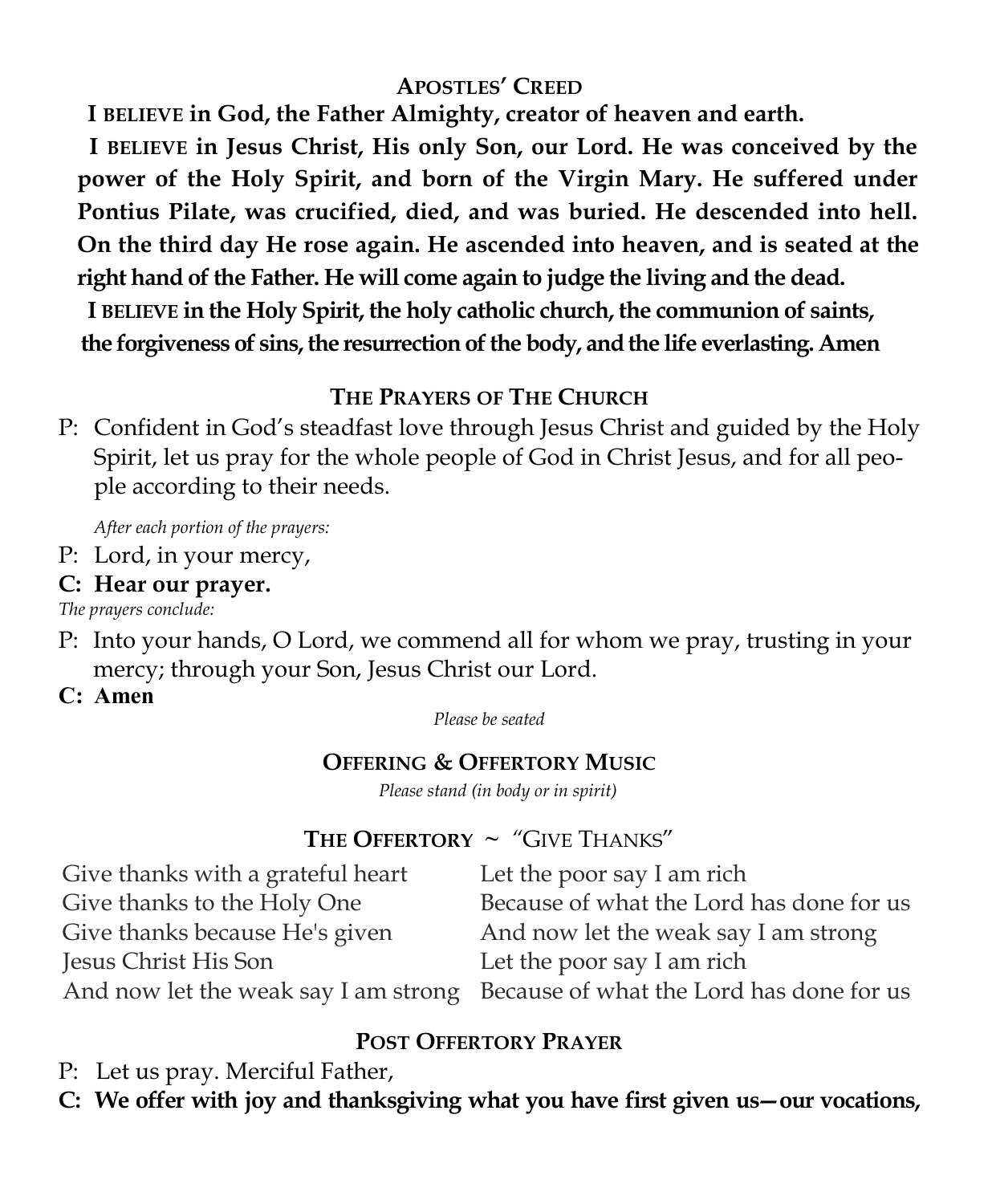## APOSTLES' CREED

**I BELIEVE in God, the Father Almighty, creator of heaven and earth.**

**I BELIEVE in Jesus Christ, His only Son, our Lord. He was conceived by the power of the Holy Spirit, and born of the Virgin Mary. He suffered under Pontius Pilate, was crucified, died, and was buried. He descended into hell. On the third day He rose again. He ascended into heaven, and is seated at the right hand of the Father. He will come again to judge the living and the dead.**

**I BELIEVE in the Holy Spirit, the holy catholic church, the communion of saints, the forgiveness of sins, the resurrection of the body, and the life everlasting. Amen**

## THE PRAYERS OF THE CHURCH

P: Confident in God's steadfast love through Jesus Christ and guided by the Holy Spirit, let us pray for the whole people of God in Christ Jesus, and for all people according to their needs.

*After each portion of the prayers:*

P: Lord, in your mercy,

**C: Hear our prayer.**

*The prayers conclude:*

P: Into your hands, O Lord, we commend all for whom we pray, trusting in your mercy; through your Son, Jesus Christ our Lord.

**C: Amen**

*Please be seated*

## OFFERING & OFFERTORY MUSIC

*Please stand (in body or in spirit)*

## THE OFFERTORY ~ "GIVE THANKS"

Give thanks with a grateful heart
Give thanks to the Holy One
Give thanks because He's given
Jesus Christ His Son
And now let the weak say I am strong
Let the poor say I am rich
Because of what the Lord has done for us
And now let the weak say I am strong
Let the poor say I am rich
Because of what the Lord has done for us

## POST OFFERTORY PRAYER

P: Let us pray. Merciful Father,

**C: We offer with joy and thanksgiving what you have first given us—our vocations,**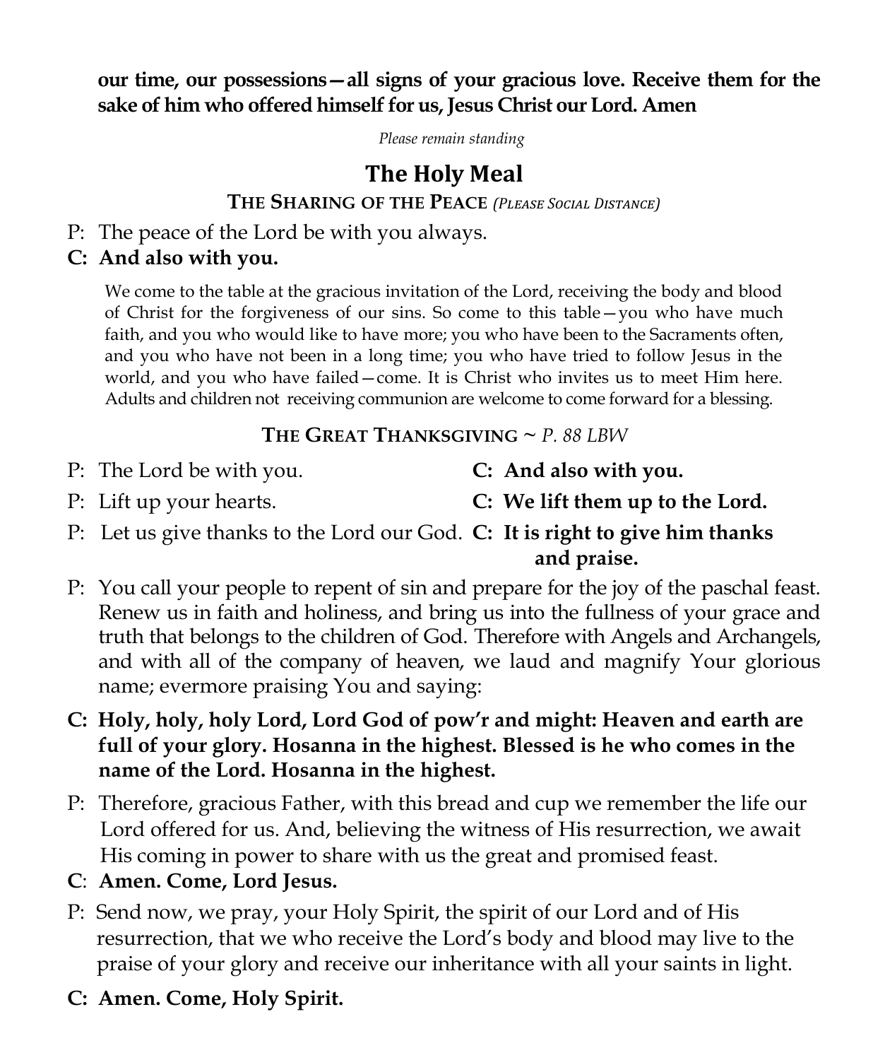**our time, our possessions—all signs of your gracious love. Receive them for the sake of him who offered himself for us, Jesus Christ our Lord. Amen**

*Please remain standing*

## The Holy Meal

### THE SHARING OF THE PEACE *(PLEASE SOCIAL DISTANCE)*

P: The peace of the Lord be with you always.

**C: And also with you.**

We come to the table at the gracious invitation of the Lord, receiving the body and blood of Christ for the forgiveness of our sins. So come to this table—you who have much faith, and you who would like to have more; you who have been to the Sacraments often, and you who have not been in a long time; you who have tried to follow Jesus in the world, and you who have failed—come. It is Christ who invites us to meet Him here. Adults and children not receiving communion are welcome to come forward for a blessing.

### THE GREAT THANKSGIVING ~ *P. 88 LBW*

P: The Lord be with you. **C: And also with you.**

P: Lift up your hearts. **C: We lift them up to the Lord.**

P: Let us give thanks to the Lord our God. **C: It is right to give him thanks and praise.**

P: You call your people to repent of sin and prepare for the joy of the paschal feast. Renew us in faith and holiness, and bring us into the fullness of your grace and truth that belongs to the children of God. Therefore with Angels and Archangels, and with all of the company of heaven, we laud and magnify Your glorious name; evermore praising You and saying:

**C: Holy, holy, holy Lord, Lord God of pow'r and might: Heaven and earth are full of your glory. Hosanna in the highest. Blessed is he who comes in the name of the Lord. Hosanna in the highest.**

P: Therefore, gracious Father, with this bread and cup we remember the life our Lord offered for us. And, believing the witness of His resurrection, we await His coming in power to share with us the great and promised feast.

**C: Amen. Come, Lord Jesus.**

P: Send now, we pray, your Holy Spirit, the spirit of our Lord and of His resurrection, that we who receive the Lord's body and blood may live to the praise of your glory and receive our inheritance with all your saints in light.

**C: Amen. Come, Holy Spirit.**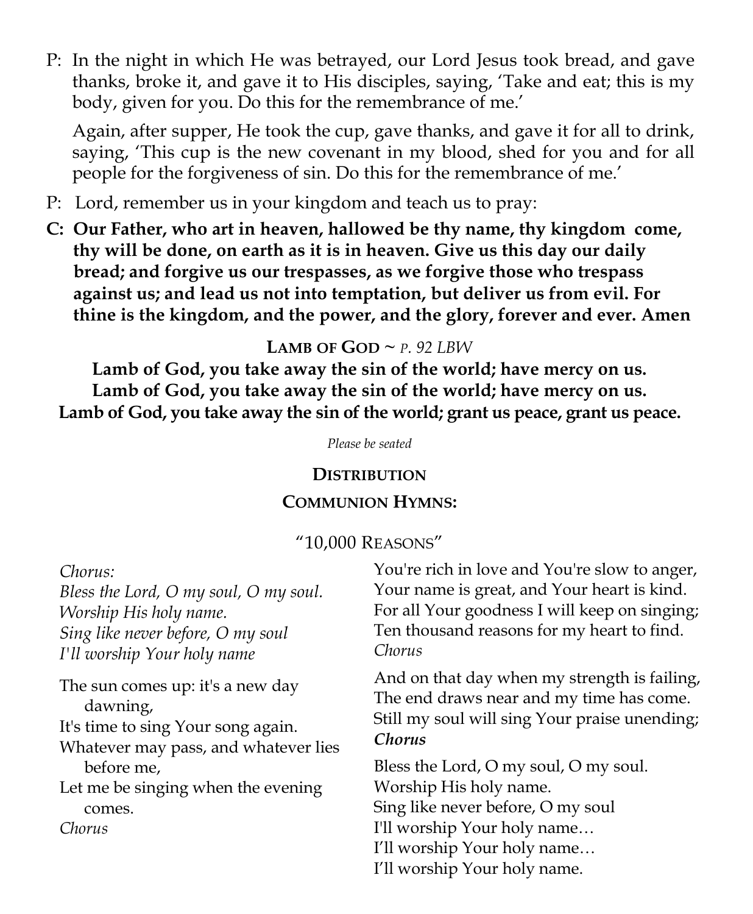P: In the night in which He was betrayed, our Lord Jesus took bread, and gave thanks, broke it, and gave it to His disciples, saying, 'Take and eat; this is my body, given for you. Do this for the remembrance of me.'

Again, after supper, He took the cup, gave thanks, and gave it for all to drink, saying, 'This cup is the new covenant in my blood, shed for you and for all people for the forgiveness of sin. Do this for the remembrance of me.'

P: Lord, remember us in your kingdom and teach us to pray:

**C: Our Father, who art in heaven, hallowed be thy name, thy kingdom come, thy will be done, on earth as it is in heaven. Give us this day our daily bread; and forgive us our trespasses, as we forgive those who trespass against us; and lead us not into temptation, but deliver us from evil. For thine is the kingdom, and the power, and the glory, forever and ever. Amen**

### LAMB OF GOD ~ *P. 92 LBW*

**Lamb of God, you take away the sin of the world; have mercy on us.**
**Lamb of God, you take away the sin of the world; have mercy on us.**
**Lamb of God, you take away the sin of the world; grant us peace, grant us peace.**

*Please be seated*

### DISTRIBUTION

### COMMUNION HYMNS:

"10,000 REASONS"

*Chorus:*
*Bless the Lord, O my soul, O my soul.*
*Worship His holy name.*
*Sing like never before, O my soul*
*I'll worship Your holy name*

The sun comes up: it's a new day dawning,
It's time to sing Your song again.
Whatever may pass, and whatever lies before me,
Let me be singing when the evening comes.
*Chorus*

You're rich in love and You're slow to anger,
Your name is great, and Your heart is kind.
For all Your goodness I will keep on singing;
Ten thousand reasons for my heart to find.
*Chorus*

And on that day when my strength is failing,
The end draws near and my time has come.
Still my soul will sing Your praise unending;
***Chorus***

Bless the Lord, O my soul, O my soul.
Worship His holy name.
Sing like never before, O my soul
I'll worship Your holy name…
I'll worship Your holy name…
I'll worship Your holy name.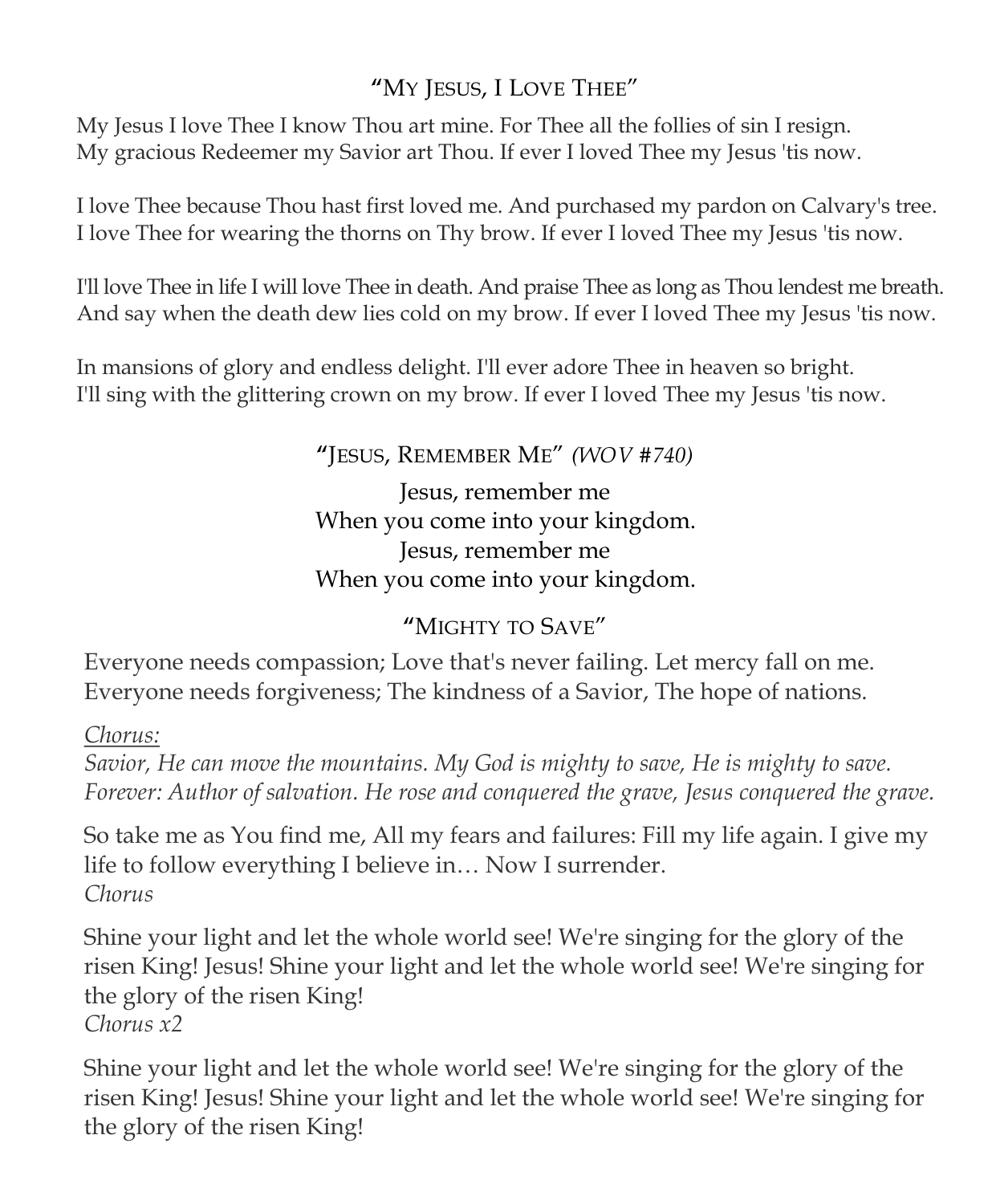## "My Jesus, I Love Thee"

My Jesus I love Thee I know Thou art mine. For Thee all the follies of sin I resign.
My gracious Redeemer my Savior art Thou. If ever I loved Thee my Jesus 'tis now.

I love Thee because Thou hast first loved me. And purchased my pardon on Calvary's tree.
I love Thee for wearing the thorns on Thy brow. If ever I loved Thee my Jesus 'tis now.

I'll love Thee in life I will love Thee in death. And praise Thee as long as Thou lendest me breath.
And say when the death dew lies cold on my brow. If ever I loved Thee my Jesus 'tis now.

In mansions of glory and endless delight. I'll ever adore Thee in heaven so bright.
I'll sing with the glittering crown on my brow. If ever I loved Thee my Jesus 'tis now.

## "Jesus, Remember Me" *(WOV #740)*

Jesus, remember me
When you come into your kingdom.
Jesus, remember me
When you come into your kingdom.

## "Mighty to Save"

Everyone needs compassion; Love that's never failing. Let mercy fall on me.
Everyone needs forgiveness; The kindness of a Savior, The hope of nations.

*Chorus:*
*Savior, He can move the mountains. My God is mighty to save, He is mighty to save.*
*Forever: Author of salvation. He rose and conquered the grave, Jesus conquered the grave.*

So take me as You find me, All my fears and failures: Fill my life again. I give my life to follow everything I believe in… Now I surrender.
*Chorus*

Shine your light and let the whole world see! We're singing for the glory of the risen King! Jesus! Shine your light and let the whole world see! We're singing for the glory of the risen King!
*Chorus x2*

Shine your light and let the whole world see! We're singing for the glory of the risen King! Jesus! Shine your light and let the whole world see! We're singing for the glory of the risen King!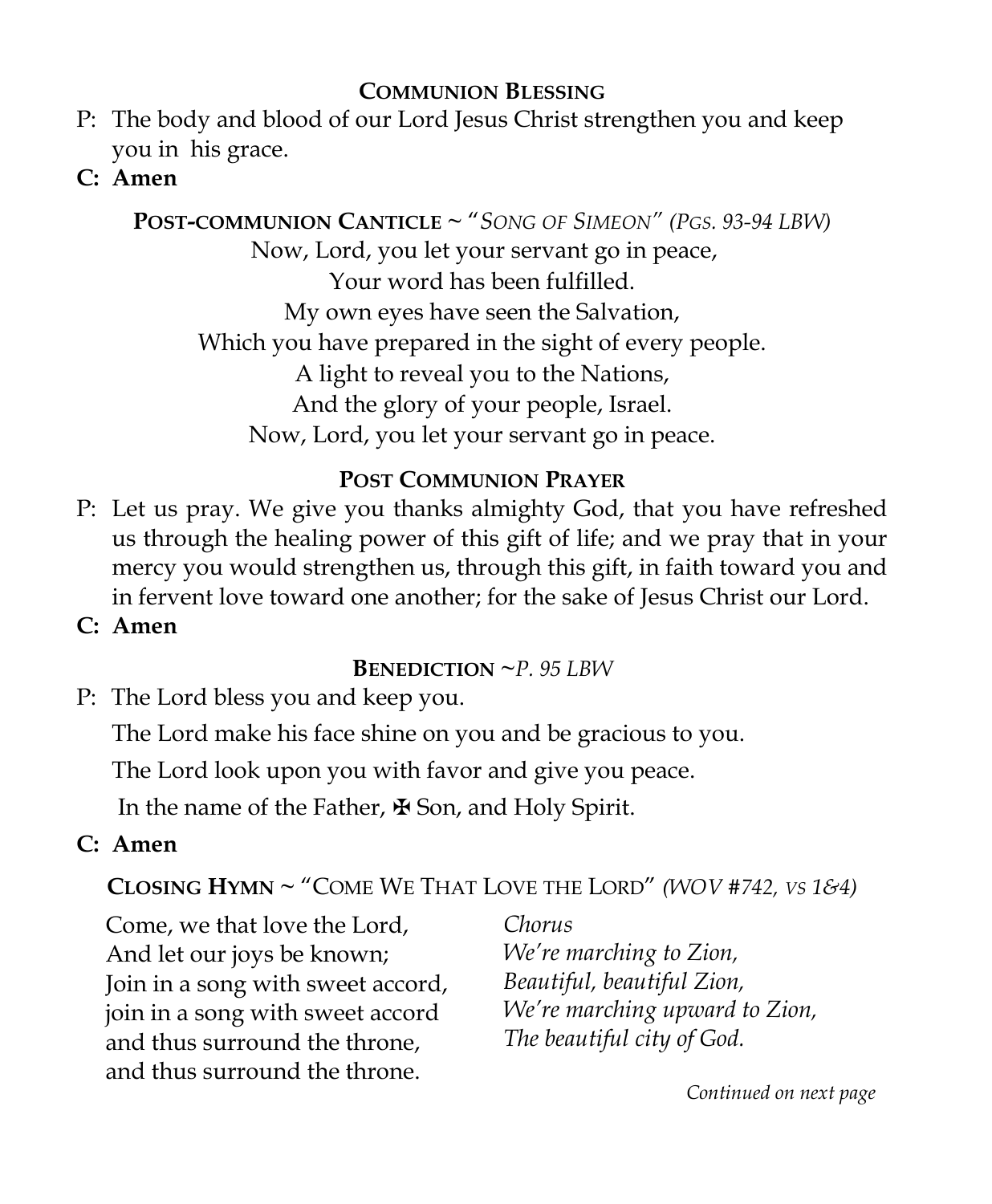### Communion Blessing

P: The body and blood of our Lord Jesus Christ strengthen you and keep you in his grace.

**C: Amen**

### Post-communion Canticle ~ "*Song of Simeon*" *(Pgs. 93-94 LBW)*

Now, Lord, you let your servant go in peace,
Your word has been fulfilled.
My own eyes have seen the Salvation,
Which you have prepared in the sight of every people.
A light to reveal you to the Nations,
And the glory of your people, Israel.
Now, Lord, you let your servant go in peace.

### Post Communion Prayer

P: Let us pray. We give you thanks almighty God, that you have refreshed us through the healing power of this gift of life; and we pray that in your mercy you would strengthen us, through this gift, in faith toward you and in fervent love toward one another; for the sake of Jesus Christ our Lord.

**C: Amen**

### Benediction ~*P. 95 LBW*

P: The Lord bless you and keep you.

The Lord make his face shine on you and be gracious to you.

The Lord look upon you with favor and give you peace.

In the name of the Father, ✠ Son, and Holy Spirit.

**C: Amen**

### Closing Hymn ~ "Come We That Love the Lord" *(WOV #742, vs 1&4)*

Come, we that love the Lord,
And let our joys be known;
Join in a song with sweet accord,
join in a song with sweet accord
and thus surround the throne,
and thus surround the throne.

*Chorus*
*We're marching to Zion,*
*Beautiful, beautiful Zion,*
*We're marching upward to Zion,*
*The beautiful city of God.*

*Continued on next page*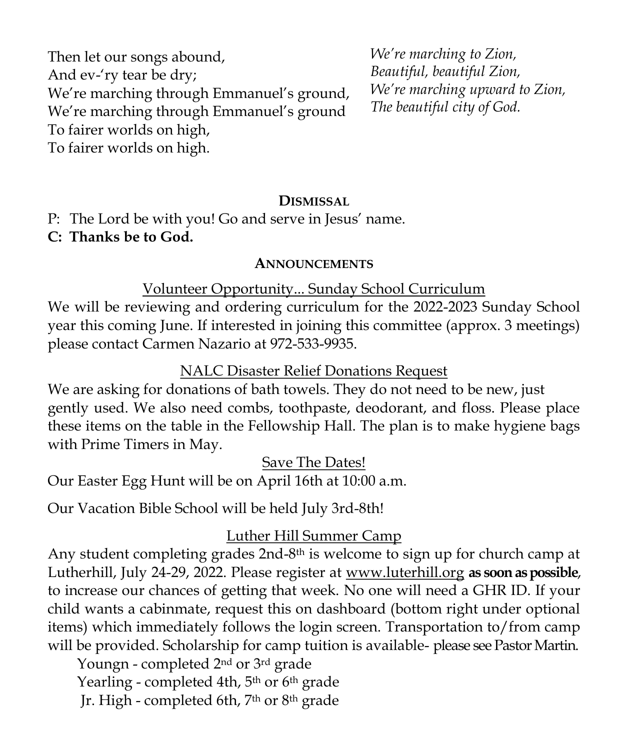Then let our songs abound,
And ev-'ry tear be dry;
We're marching through Emmanuel's ground,
We're marching through Emmanuel's ground
To fairer worlds on high,
To fairer worlds on high.

*We're marching to Zion,*
*Beautiful, beautiful Zion,*
*We're marching upward to Zion,*
*The beautiful city of God.*

## DISMISSAL

P: The Lord be with you! Go and serve in Jesus' name.
**C: Thanks be to God.**

## ANNOUNCEMENTS

### Volunteer Opportunity... Sunday School Curriculum

We will be reviewing and ordering curriculum for the 2022-2023 Sunday School year this coming June. If interested in joining this committee (approx. 3 meetings) please contact Carmen Nazario at 972-533-9935.

### NALC Disaster Relief Donations Request

We are asking for donations of bath towels. They do not need to be new, just gently used. We also need combs, toothpaste, deodorant, and floss. Please place these items on the table in the Fellowship Hall. The plan is to make hygiene bags with Prime Timers in May.

### Save The Dates!

Our Easter Egg Hunt will be on April 16th at 10:00 a.m.

Our Vacation Bible School will be held July 3rd-8th!

### Luther Hill Summer Camp

Any student completing grades 2nd-8th is welcome to sign up for church camp at Lutherhill, July 24-29, 2022. Please register at www.luterhill.org **as soon as possible**, to increase our chances of getting that week. No one will need a GHR ID. If your child wants a cabinmate, request this on dashboard (bottom right under optional items) which immediately follows the login screen. Transportation to/from camp will be provided. Scholarship for camp tuition is available- please see Pastor Martin.

Youngn - completed 2nd or 3rd grade
Yearling - completed 4th, 5th or 6th grade
Jr. High - completed 6th, 7th or 8th grade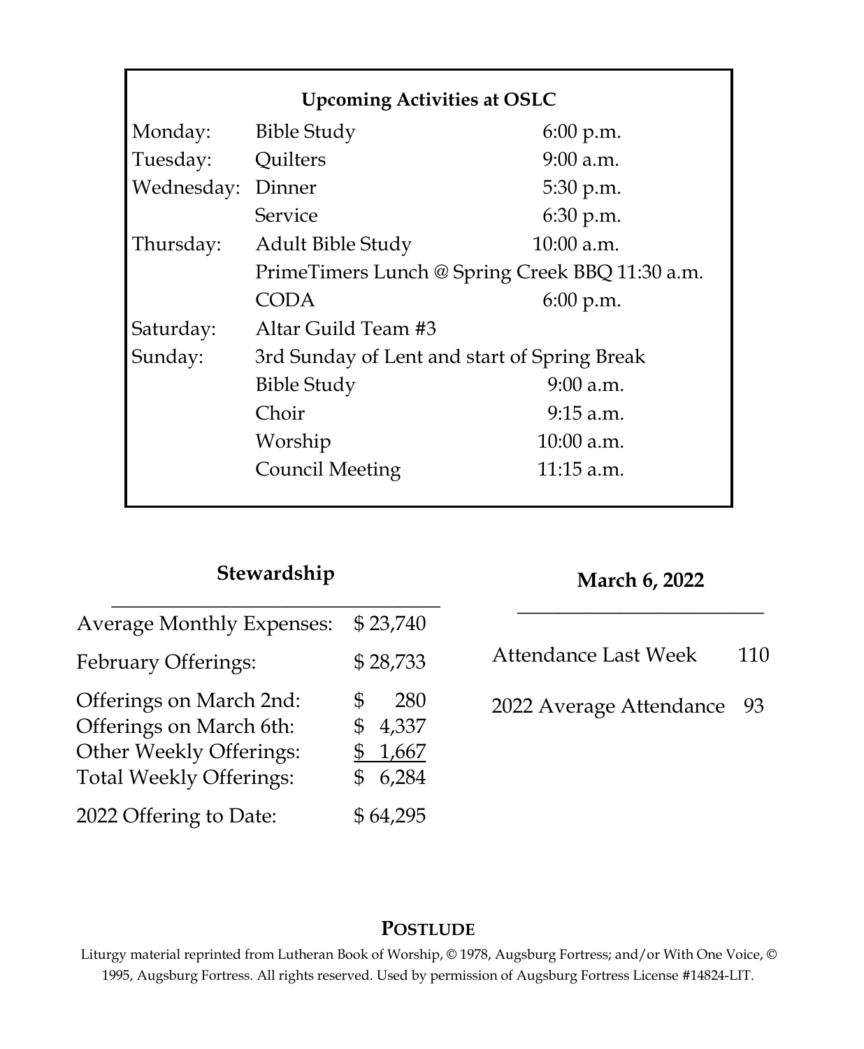## Upcoming Activities at OSLC

| Day | Activity | Time |
|---|---|---|
| Monday: | Bible Study | 6:00 p.m. |
| Tuesday: | Quilters | 9:00 a.m. |
| Wednesday: | Dinner | 5:30 p.m. |
| | Service | 6:30 p.m. |
| Thursday: | Adult Bible Study | 10:00 a.m. |
| | PrimeTimers Lunch @ Spring Creek BBQ | 11:30 a.m. |
| | CODA | 6:00 p.m. |
| Saturday: | Altar Guild Team #3 | |
| Sunday: | 3rd Sunday of Lent and start of Spring Break | |
| | Bible Study | 9:00 a.m. |
| | Choir | 9:15 a.m. |
| | Worship | 10:00 a.m. |
| | Council Meeting | 11:15 a.m. |

## Stewardship

| | |
|---|---|
| Average Monthly Expenses: | $ 23,740 |
| February Offerings: | $ 28,733 |
| Offerings on March 2nd: | $ 280 |
| Offerings on March 6th: | $ 4,337 |
| Other Weekly Offerings: | $ 1,667 |
| Total Weekly Offerings: | $ 6,284 |
| 2022 Offering to Date: | $ 64,295 |

## March 6, 2022

| | |
|---|---|
| Attendance Last Week | 110 |
| 2022 Average Attendance | 93 |

**POSTLUDE**

Liturgy material reprinted from Lutheran Book of Worship, © 1978, Augsburg Fortress; and/or With One Voice, © 1995, Augsburg Fortress. All rights reserved. Used by permission of Augsburg Fortress License #14824-LIT.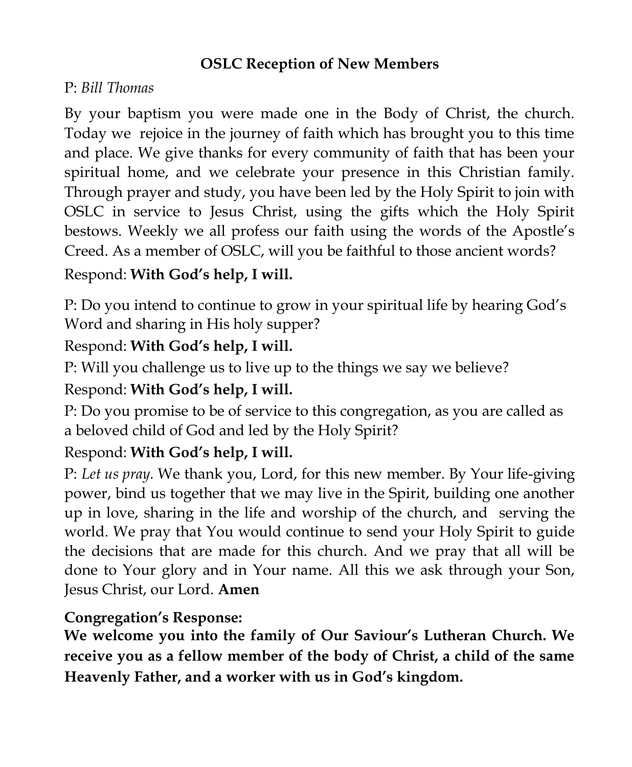## OSLC Reception of New Members

P: *Bill Thomas*

By your baptism you were made one in the Body of Christ, the church. Today we rejoice in the journey of faith which has brought you to this time and place. We give thanks for every community of faith that has been your spiritual home, and we celebrate your presence in this Christian family. Through prayer and study, you have been led by the Holy Spirit to join with OSLC in service to Jesus Christ, using the gifts which the Holy Spirit bestows. Weekly we all profess our faith using the words of the Apostle's Creed. As a member of OSLC, will you be faithful to those ancient words?

Respond: **With God's help, I will.**

P: Do you intend to continue to grow in your spiritual life by hearing God's Word and sharing in His holy supper?

Respond: **With God's help, I will.**

P: Will you challenge us to live up to the things we say we believe?

Respond: **With God's help, I will.**

P: Do you promise to be of service to this congregation, as you are called as a beloved child of God and led by the Holy Spirit?

Respond: **With God's help, I will.**

P: *Let us pray.* We thank you, Lord, for this new member. By Your life-giving power, bind us together that we may live in the Spirit, building one another up in love, sharing in the life and worship of the church, and serving the world. We pray that You would continue to send your Holy Spirit to guide the decisions that are made for this church. And we pray that all will be done to Your glory and in Your name. All this we ask through your Son, Jesus Christ, our Lord. **Amen**

**Congregation's Response:**

**We welcome you into the family of Our Saviour's Lutheran Church. We receive you as a fellow member of the body of Christ, a child of the same Heavenly Father, and a worker with us in God's kingdom.**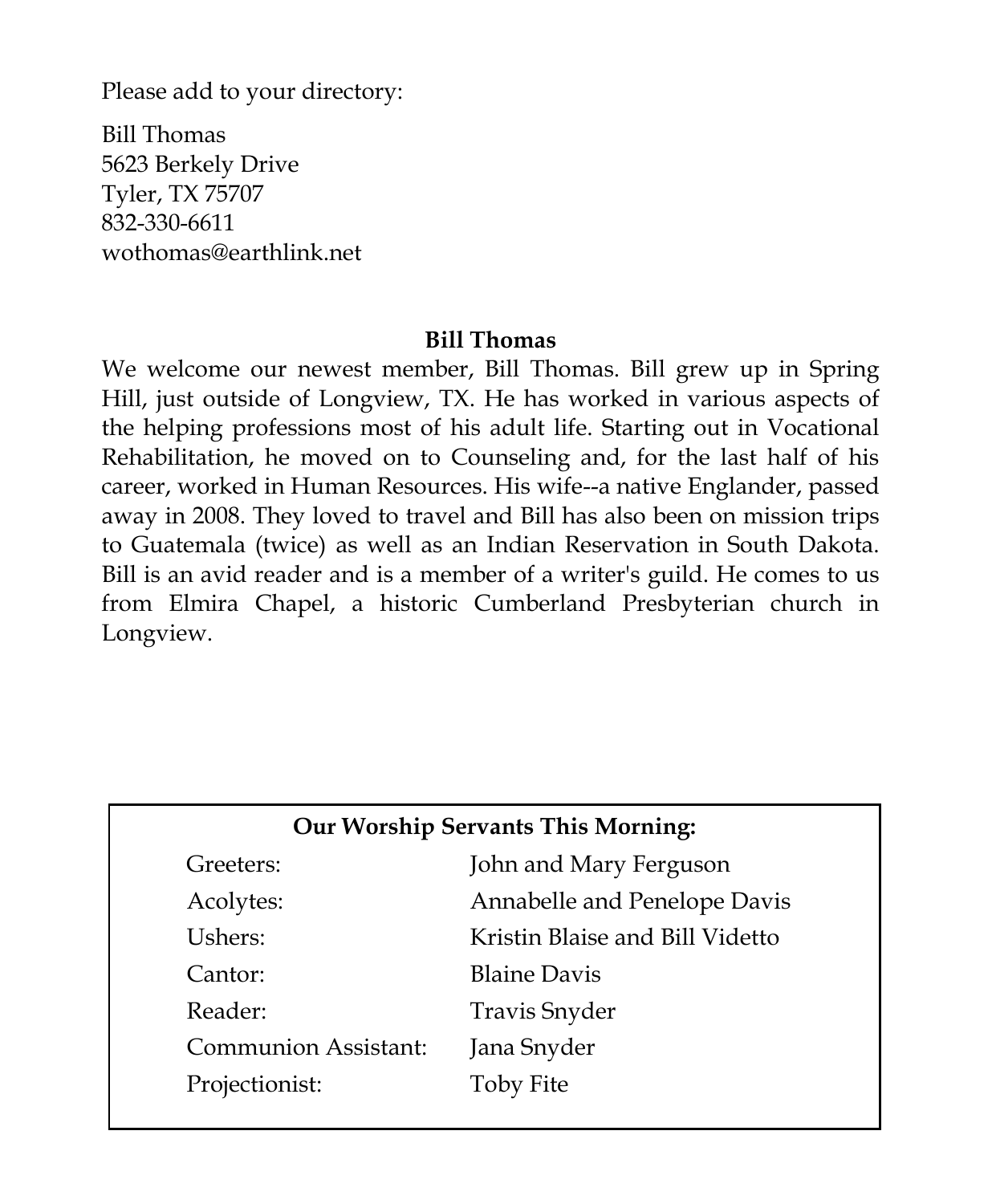Please add to your directory:

Bill Thomas
5623 Berkely Drive
Tyler, TX 75707
832-330-6611
wothomas@earthlink.net

**Bill Thomas**

We welcome our newest member, Bill Thomas. Bill grew up in Spring Hill, just outside of Longview, TX. He has worked in various aspects of the helping professions most of his adult life. Starting out in Vocational Rehabilitation, he moved on to Counseling and, for the last half of his career, worked in Human Resources. His wife--a native Englander, passed away in 2008. They loved to travel and Bill has also been on mission trips to Guatemala (twice) as well as an Indian Reservation in South Dakota. Bill is an avid reader and is a member of a writer's guild. He comes to us from Elmira Chapel, a historic Cumberland Presbyterian church in Longview.

**Our Worship Servants This Morning:**

| | |
|---|---|
| Greeters: | John and Mary Ferguson |
| Acolytes: | Annabelle and Penelope Davis |
| Ushers: | Kristin Blaise and Bill Videtto |
| Cantor: | Blaine Davis |
| Reader: | Travis Snyder |
| Communion Assistant: | Jana Snyder |
| Projectionist: | Toby Fite |